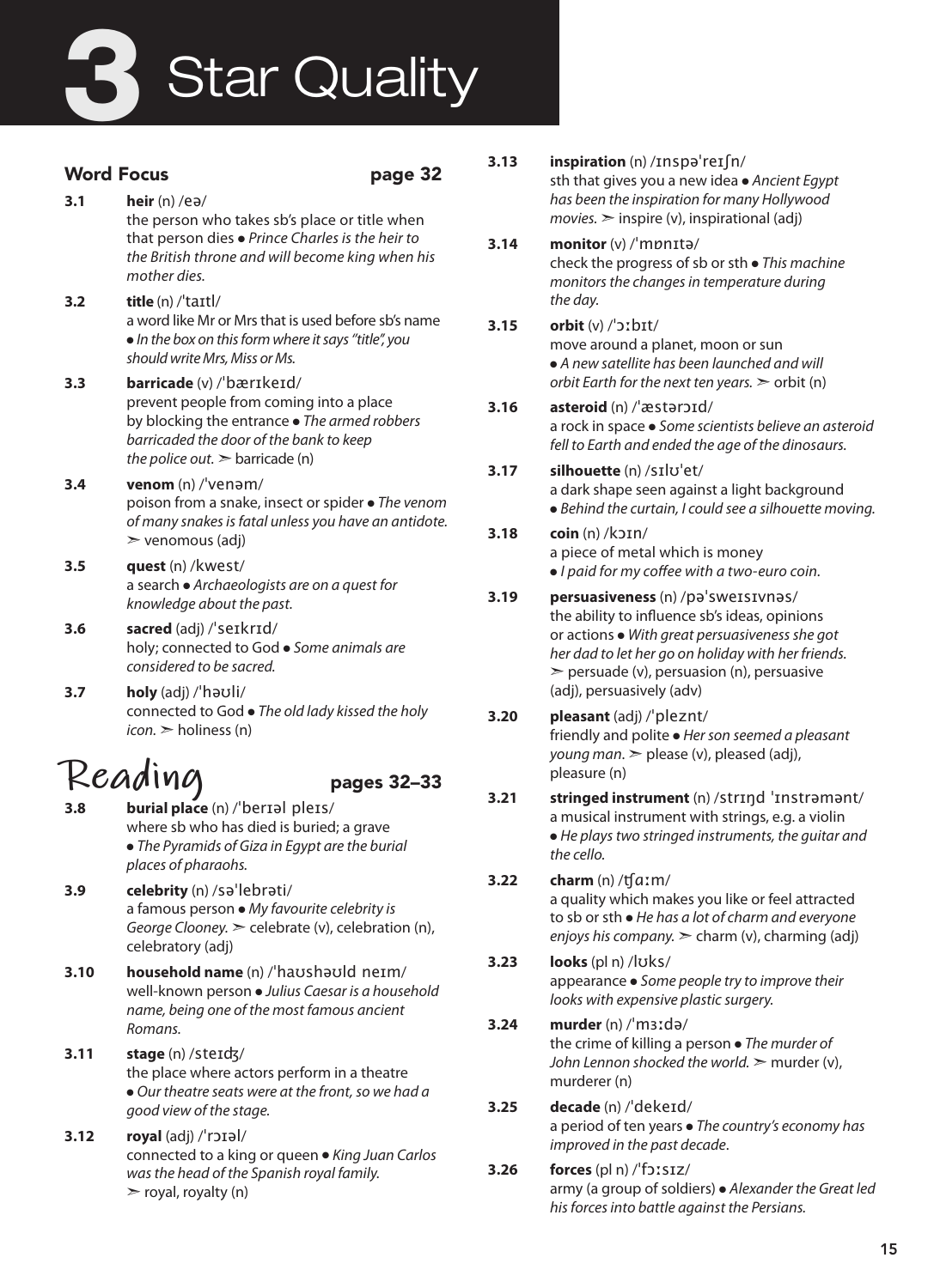# 3 Star Quality

## Word Focus — page 32

**3.1** **heir** (n) /eə/
the person who takes sb's place or title when that person dies ● *Prince Charles is the heir to the British throne and will become king when his mother dies.*

**3.2** **title** (n) /ˈtaɪtl/
a word like Mr or Mrs that is used before sb's name ● *In the box on this form where it says "title", you should write Mrs, Miss or Ms.*

**3.3** **barricade** (v) /ˈbærɪkeɪd/
prevent people from coming into a place by blocking the entrance ● *The armed robbers barricaded the door of the bank to keep the police out.* ➣ barricade (n)

**3.4** **venom** (n) /ˈvenəm/
poison from a snake, insect or spider ● *The venom of many snakes is fatal unless you have an antidote.* ➣ venomous (adj)

**3.5** **quest** (n) /kwest/
a search ● *Archaeologists are on a quest for knowledge about the past.*

**3.6** **sacred** (adj) /ˈseɪkrɪd/
holy; connected to God ● *Some animals are considered to be sacred.*

**3.7** **holy** (adj) /ˈhəʊli/
connected to God ● *The old lady kissed the holy icon.* ➣ holiness (n)

## Reading — pages 32–33

**3.8** **burial place** (n) /ˈberɪəl pleɪs/
where sb who has died is buried; a grave ● *The Pyramids of Giza in Egypt are the burial places of pharaohs.*

**3.9** **celebrity** (n) /səˈlebrəti/
a famous person ● *My favourite celebrity is George Clooney.* ➣ celebrate (v), celebration (n), celebratory (adj)

**3.10** **household name** (n) /ˈhaʊshəʊld neɪm/
well-known person ● *Julius Caesar is a household name, being one of the most famous ancient Romans.*

**3.11** **stage** (n) /steɪʤ/
the place where actors perform in a theatre ● *Our theatre seats were at the front, so we had a good view of the stage.*

**3.12** **royal** (adj) /ˈrɔɪəl/
connected to a king or queen ● *King Juan Carlos was the head of the Spanish royal family.* ➣ royal, royalty (n)

**3.13** **inspiration** (n) /ɪnspəˈreɪʃn/
sth that gives you a new idea ● *Ancient Egypt has been the inspiration for many Hollywood movies.* ➣ inspire (v), inspirational (adj)

**3.14** **monitor** (v) /ˈmɒnɪtə/
check the progress of sb or sth ● *This machine monitors the changes in temperature during the day.*

**3.15** **orbit** (v) /ˈɔːbɪt/
move around a planet, moon or sun ● *A new satellite has been launched and will orbit Earth for the next ten years.* ➣ orbit (n)

**3.16** **asteroid** (n) /ˈæstərɔɪd/
a rock in space ● *Some scientists believe an asteroid fell to Earth and ended the age of the dinosaurs.*

**3.17** **silhouette** (n) /sɪlʊˈet/
a dark shape seen against a light background ● *Behind the curtain, I could see a silhouette moving.*

**3.18** **coin** (n) /kɔɪn/
a piece of metal which is money ● *I paid for my coffee with a two-euro coin.*

**3.19** **persuasiveness** (n) /pəˈsweɪsɪvnəs/
the ability to influence sb's ideas, opinions or actions ● *With great persuasiveness she got her dad to let her go on holiday with her friends.* ➣ persuade (v), persuasion (n), persuasive (adj), persuasively (adv)

**3.20** **pleasant** (adj) /ˈpleznt/
friendly and polite ● *Her son seemed a pleasant young man.* ➣ please (v), pleased (adj), pleasure (n)

**3.21** **stringed instrument** (n) /strɪŋd ˈɪnstrəmənt/
a musical instrument with strings, e.g. a violin ● *He plays two stringed instruments, the guitar and the cello.*

**3.22** **charm** (n) /ʧɑːm/
a quality which makes you like or feel attracted to sb or sth ● *He has a lot of charm and everyone enjoys his company.* ➣ charm (v), charming (adj)

**3.23** **looks** (pl n) /lʊks/
appearance ● *Some people try to improve their looks with expensive plastic surgery.*

**3.24** **murder** (n) /ˈmɜːdə/
the crime of killing a person ● *The murder of John Lennon shocked the world.* ➣ murder (v), murderer (n)

**3.25** **decade** (n) /ˈdekeɪd/
a period of ten years ● *The country's economy has improved in the past decade.*

**3.26** **forces** (pl n) /ˈfɔːsɪz/
army (a group of soldiers) ● *Alexander the Great led his forces into battle against the Persians.*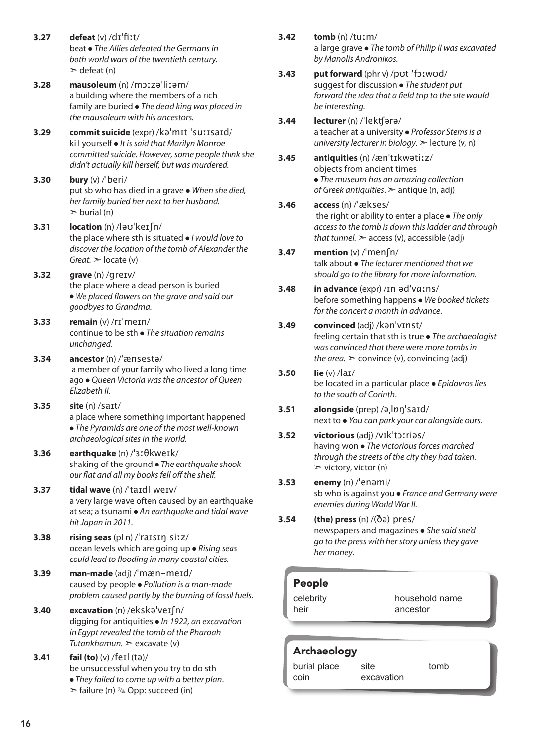**3.27** **defeat** (v) /dɪˈfiːt/
beat ● *The Allies defeated the Germans in both world wars of the twentieth century.*
➢ defeat (n)

**3.28** **mausoleum** (n) /mɔːzəˈliːəm/
a building where the members of a rich family are buried ● *The dead king was placed in the mausoleum with his ancestors.*

**3.29** **commit suicide** (expr) /kəˈmɪt ˈsuːɪsaɪd/
kill yourself ● *It is said that Marilyn Monroe committed suicide. However, some people think she didn't actually kill herself, but was murdered.*

**3.30** **bury** (v) /ˈberi/
put sb who has died in a grave ● *When she died, her family buried her next to her husband.*
➢ burial (n)

**3.31** **location** (n) /ləʊˈkeɪʃn/
the place where sth is situated ● *I would love to discover the location of the tomb of Alexander the Great.* ➢ locate (v)

**3.32** **grave** (n) /ɡreɪv/
the place where a dead person is buried
● *We placed flowers on the grave and said our goodbyes to Grandma.*

**3.33** **remain** (v) /rɪˈmeɪn/
continue to be sth ● *The situation remains unchanged.*

**3.34** **ancestor** (n) /ˈænsestə/
a member of your family who lived a long time ago ● *Queen Victoria was the ancestor of Queen Elizabeth II.*

**3.35** **site** (n) /saɪt/
a place where something important happened
● *The Pyramids are one of the most well-known archaeological sites in the world.*

**3.36** **earthquake** (n) /ˈɜːθkweɪk/
shaking of the ground ● *The earthquake shook our flat and all my books fell off the shelf.*

**3.37** **tidal wave** (n) /ˈtaɪdl weɪv/
a very large wave often caused by an earthquake at sea; a tsunami ● *An earthquake and tidal wave hit Japan in 2011.*

**3.38** **rising seas** (pl n) /ˈraɪsɪŋ siːz/
ocean levels which are going up ● *Rising seas could lead to flooding in many coastal cities.*

**3.39** **man-made** (adj) /ˈmæn−meɪd/
caused by people ● *Pollution is a man-made problem caused partly by the burning of fossil fuels.*

**3.40** **excavation** (n) /ekskəˈveɪʃn/
digging for antiquities ● *In 1922, an excavation in Egypt revealed the tomb of the Pharoah Tutankhamun.* ➢ excavate (v)

**3.41** **fail (to)** (v) /feɪl (tə)/
be unsuccessful when you try to do sth
● *They failed to come up with a better plan.*
➢ failure (n) ✎ Opp: succeed (in)

**3.42** **tomb** (n) /tuːm/
a large grave ● *The tomb of Philip II was excavated by Manolis Andronikos.*

**3.43** **put forward** (phr v) /pʊt ˈfɔːwʊd/
suggest for discussion ● *The student put forward the idea that a field trip to the site would be interesting.*

**3.44** **lecturer** (n) /ˈlektʃərə/
a teacher at a university ● *Professor Stems is a university lecturer in biology.* ➢ lecture (v, n)

**3.45** **antiquities** (n) /ænˈtɪkwətiːz/
objects from ancient times
● *The museum has an amazing collection of Greek antiquities.* ➢ antique (n, adj)

**3.46** **access** (n) /ˈækses/
the right or ability to enter a place ● *The only access to the tomb is down this ladder and through that tunnel.* ➢ access (v), accessible (adj)

**3.47** **mention** (v) /ˈmenʃn/
talk about ● *The lecturer mentioned that we should go to the library for more information.*

**3.48** **in advance** (expr) /ɪn ədˈvɑːns/
before something happens ● *We booked tickets for the concert a month in advance.*

**3.49** **convinced** (adj) /kənˈvɪnst/
feeling certain that sth is true ● *The archaeologist was convinced that there were more tombs in the area.* ➢ convince (v), convincing (adj)

**3.50** **lie** (v) /laɪ/
be located in a particular place ● *Epidavros lies to the south of Corinth.*

**3.51** **alongside** (prep) /əˌlɒŋˈsaɪd/
next to ● *You can park your car alongside ours.*

**3.52** **victorious** (adj) /vɪkˈtɔːriəs/
having won ● *The victorious forces marched through the streets of the city they had taken.*
➢ victory, victor (n)

**3.53** **enemy** (n) /ˈenəmi/
sb who is against you ● *France and Germany were enemies during World War II.*

**3.54** **(the) press** (n) /(ðə) pres/
newspapers and magazines ● *She said she'd go to the press with her story unless they gave her money.*

## People

| | |
|---|---|
| celebrity | household name |
| heir | ancestor |

## Archaeology

| | | |
|---|---|---|
| burial place | site | tomb |
| coin | excavation | |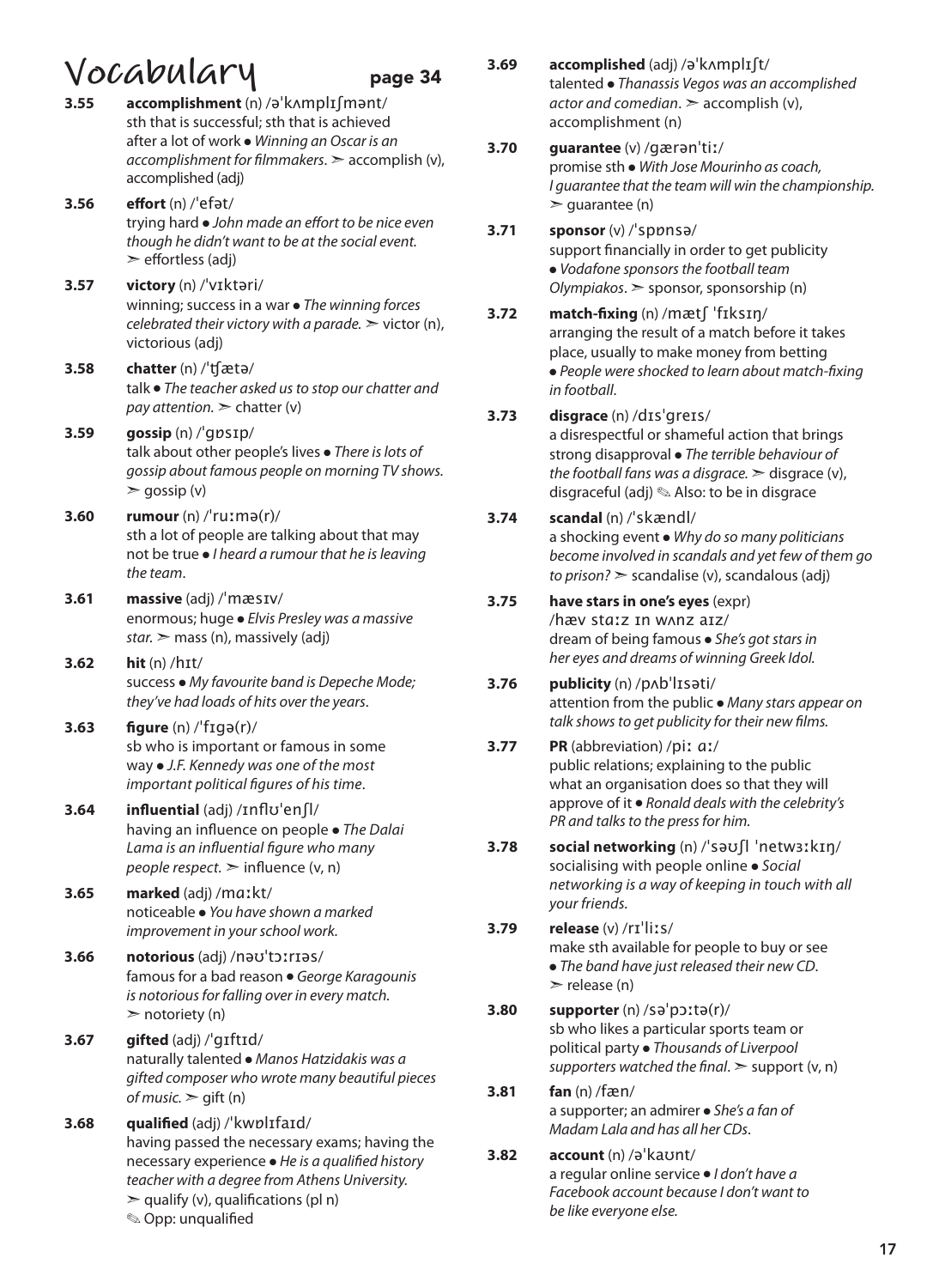# Vocabulary

## page 34

**3.55** **accomplishment** (n) /əˈkʌmplɪʃmənt/
sth that is successful; sth that is achieved after a lot of work ● *Winning an Oscar is an accomplishment for filmmakers*. ➢ accomplish (v), accomplished (adj)

**3.56** **effort** (n) /ˈefət/
trying hard ● *John made an effort to be nice even though he didn't want to be at the social event.* ➢ effortless (adj)

**3.57** **victory** (n) /ˈvɪktəri/
winning; success in a war ● *The winning forces celebrated their victory with a parade.* ➢ victor (n), victorious (adj)

**3.58** **chatter** (n) /ˈʧætə/
talk ● *The teacher asked us to stop our chatter and pay attention.* ➢ chatter (v)

**3.59** **gossip** (n) /ˈgɒsɪp/
talk about other people's lives ● *There is lots of gossip about famous people on morning TV shows.* ➢ gossip (v)

**3.60** **rumour** (n) /ˈruːmə(r)/
sth a lot of people are talking about that may not be true ● *I heard a rumour that he is leaving the team*.

**3.61** **massive** (adj) /ˈmæsɪv/
enormous; huge ● *Elvis Presley was a massive star.* ➢ mass (n), massively (adj)

**3.62** **hit** (n) /hɪt/
success ● *My favourite band is Depeche Mode; they've had loads of hits over the years*.

**3.63** **figure** (n) /ˈfɪgə(r)/
sb who is important or famous in some way ● *J.F. Kennedy was one of the most important political figures of his time*.

**3.64** **influential** (adj) /ɪnflʊˈenʃl/
having an influence on people ● *The Dalai Lama is an influential figure who many people respect.* ➢ influence (v, n)

**3.65** **marked** (adj) /mɑːkt/
noticeable ● *You have shown a marked improvement in your school work.*

**3.66** **notorious** (adj) /nəʊˈtɔːrɪəs/
famous for a bad reason ● *George Karagounis is notorious for falling over in every match.* ➢ notoriety (n)

**3.67** **gifted** (adj) /ˈgɪftɪd/
naturally talented ● *Manos Hatzidakis was a gifted composer who wrote many beautiful pieces of music.* ➢ gift (n)

**3.68** **qualified** (adj) /ˈkwɒlɪfaɪd/
having passed the necessary exams; having the necessary experience ● *He is a qualified history teacher with a degree from Athens University.* ➢ qualify (v), qualifications (pl n)
✎ Opp: unqualified

**3.69** **accomplished** (adj) /əˈkʌmplɪʃt/
talented ● *Thanassis Vegos was an accomplished actor and comedian*. ➢ accomplish (v), accomplishment (n)

**3.70** **guarantee** (v) /gærənˈtiː/
promise sth ● *With Jose Mourinho as coach, I guarantee that the team will win the championship.* ➢ guarantee (n)

**3.71** **sponsor** (v) /ˈspɒnsə/
support financially in order to get publicity ● *Vodafone sponsors the football team Olympiakos*. ➢ sponsor, sponsorship (n)

**3.72** **match-fixing** (n) /mætʃ ˈfɪksɪŋ/
arranging the result of a match before it takes place, usually to make money from betting ● *People were shocked to learn about match-fixing in football*.

**3.73** **disgrace** (n) /dɪsˈgreɪs/
a disrespectful or shameful action that brings strong disapproval ● *The terrible behaviour of the football fans was a disgrace.* ➢ disgrace (v), disgraceful (adj) ✎ Also: to be in disgrace

**3.74** **scandal** (n) /ˈskændl/
a shocking event ● *Why do so many politicians become involved in scandals and yet few of them go to prison?* ➢ scandalise (v), scandalous (adj)

**3.75** **have stars in one's eyes** (expr) /hæv stɑːz ɪn wʌnz aɪz/
dream of being famous ● *She's got stars in her eyes and dreams of winning Greek Idol.*

**3.76** **publicity** (n) /pʌbˈlɪsəti/
attention from the public ● *Many stars appear on talk shows to get publicity for their new films.*

**3.77** **PR** (abbreviation) /piː ɑː/
public relations; explaining to the public what an organisation does so that they will approve of it ● *Ronald deals with the celebrity's PR and talks to the press for him.*

**3.78** **social networking** (n) /ˈsəʊʃl ˈnetwɜːkɪŋ/
socialising with people online ● *Social networking is a way of keeping in touch with all your friends.*

**3.79** **release** (v) /rɪˈliːs/
make sth available for people to buy or see ● *The band have just released their new CD.* ➢ release (n)

**3.80** **supporter** (n) /səˈpɔːtə(r)/
sb who likes a particular sports team or political party ● *Thousands of Liverpool supporters watched the final.* ➢ support (v, n)

**3.81** **fan** (n) /fæn/
a supporter; an admirer ● *She's a fan of Madam Lala and has all her CDs*.

**3.82** **account** (n) /əˈkaʊnt/
a regular online service ● *I don't have a Facebook account because I don't want to be like everyone else.*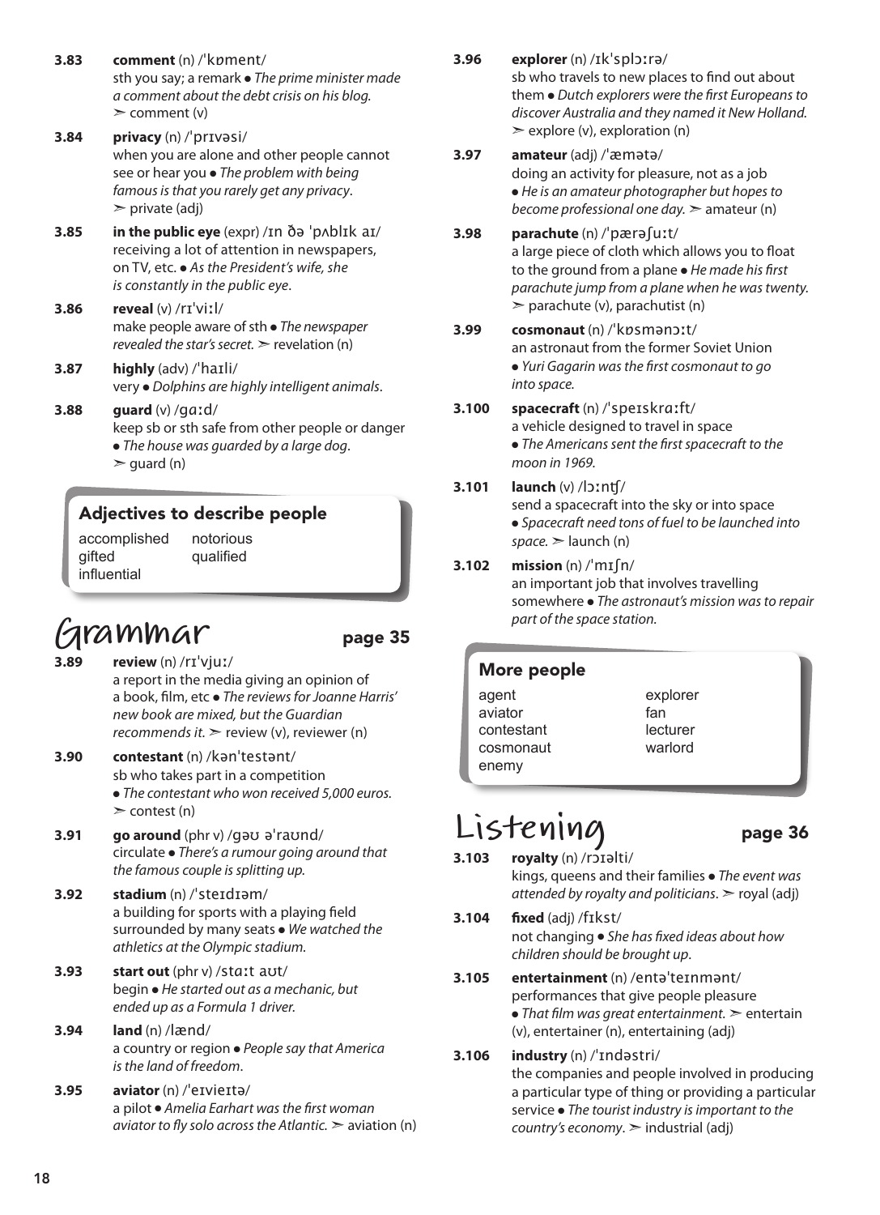**3.83** **comment** (n) /ˈkɒment/
sth you say; a remark ● *The prime minister made a comment about the debt crisis on his blog.* ➢ comment (v)

**3.84** **privacy** (n) /ˈprɪvəsi/
when you are alone and other people cannot see or hear you ● *The problem with being famous is that you rarely get any privacy*. ➢ private (adj)

**3.85** **in the public eye** (expr) /ɪn ðə ˈpʌblɪk aɪ/
receiving a lot of attention in newspapers, on TV, etc. ● *As the President's wife, she is constantly in the public eye*.

**3.86** **reveal** (v) /rɪˈviːl/
make people aware of sth ● *The newspaper revealed the star's secret.* ➢ revelation (n)

**3.87** **highly** (adv) /ˈhaɪli/
very ● *Dolphins are highly intelligent animals*.

**3.88** **guard** (v) /ɡɑːd/
keep sb or sth safe from other people or danger ● *The house was guarded by a large dog*. ➢ guard (n)

### Adjectives to describe people

accomplished
gifted
influential
notorious
qualified

## Grammar — page 35

**3.89** **review** (n) /rɪˈvjuː/
a report in the media giving an opinion of a book, film, etc ● *The reviews for Joanne Harris' new book are mixed, but the Guardian recommends it.* ➢ review (v), reviewer (n)

**3.90** **contestant** (n) /kənˈtestənt/
sb who takes part in a competition ● *The contestant who won received 5,000 euros.* ➢ contest (n)

**3.91** **go around** (phr v) /ɡəʊ əˈraʊnd/
circulate ● *There's a rumour going around that the famous couple is splitting up.*

**3.92** **stadium** (n) /ˈsteɪdɪəm/
a building for sports with a playing field surrounded by many seats ● *We watched the athletics at the Olympic stadium.*

**3.93** **start out** (phr v) /stɑːt aʊt/
begin ● *He started out as a mechanic, but ended up as a Formula 1 driver.*

**3.94** **land** (n) /lænd/
a country or region ● *People say that America is the land of freedom*.

**3.95** **aviator** (n) /ˈeɪvieɪtə/
a pilot ● *Amelia Earhart was the first woman aviator to fly solo across the Atlantic.* ➢ aviation (n)

**3.96** **explorer** (n) /ɪkˈsplɔːrə/
sb who travels to new places to find out about them ● *Dutch explorers were the first Europeans to discover Australia and they named it New Holland.* ➢ explore (v), exploration (n)

**3.97** **amateur** (adj) /ˈæmətə/
doing an activity for pleasure, not as a job ● *He is an amateur photographer but hopes to become professional one day.* ➢ amateur (n)

**3.98** **parachute** (n) /ˈpærəʃuːt/
a large piece of cloth which allows you to float to the ground from a plane ● *He made his first parachute jump from a plane when he was twenty.* ➢ parachute (v), parachutist (n)

**3.99** **cosmonaut** (n) /ˈkɒsmənɔːt/
an astronaut from the former Soviet Union ● *Yuri Gagarin was the first cosmonaut to go into space.*

**3.100** **spacecraft** (n) /ˈspeɪskrɑːft/
a vehicle designed to travel in space ● *The Americans sent the first spacecraft to the moon in 1969.*

**3.101** **launch** (v) /lɔːntʃ/
send a spacecraft into the sky or into space ● *Spacecraft need tons of fuel to be launched into space.* ➢ launch (n)

**3.102** **mission** (n) /ˈmɪʃn/
an important job that involves travelling somewhere ● *The astronaut's mission was to repair part of the space station.*

### More people

agent
aviator
contestant
cosmonaut
enemy
explorer
fan
lecturer
warlord

## Listening — page 36

**3.103** **royalty** (n) /rɔɪəlti/
kings, queens and their families ● *The event was attended by royalty and politicians*. ➢ royal (adj)

**3.104** **fixed** (adj) /fɪkst/
not changing ● *She has fixed ideas about how children should be brought up*.

**3.105** **entertainment** (n) /entəˈteɪnmənt/
performances that give people pleasure ● *That film was great entertainment.* ➢ entertain (v), entertainer (n), entertaining (adj)

**3.106** **industry** (n) /ˈɪndəstri/
the companies and people involved in producing a particular type of thing or providing a particular service ● *The tourist industry is important to the country's economy*. ➢ industrial (adj)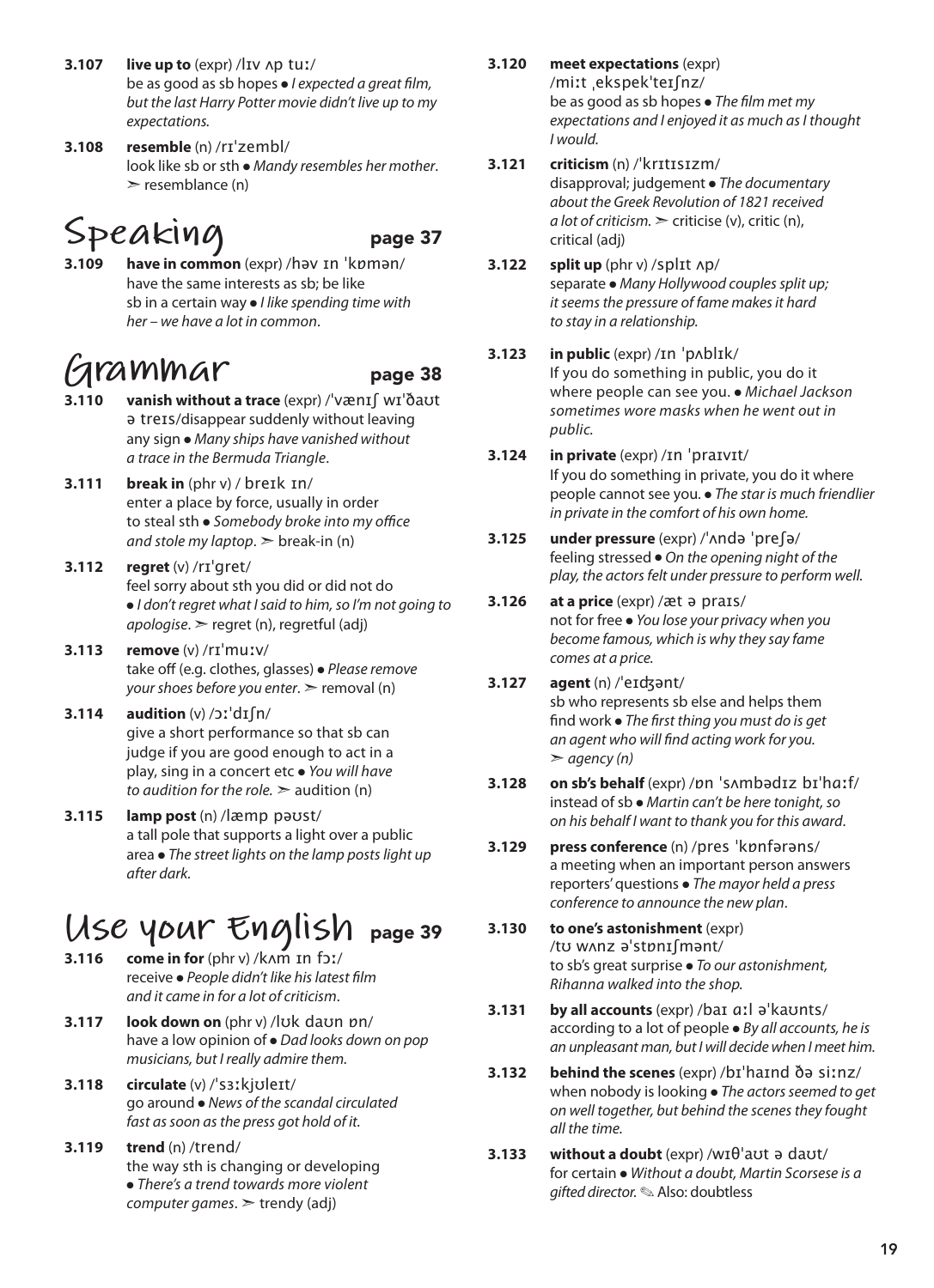**3.107** **live up to** (expr) /lɪv ʌp tuː/
be as good as sb hopes ● *I expected a great film, but the last Harry Potter movie didn't live up to my expectations.*

**3.108** **resemble** (n) /rɪˈzembl/
look like sb or sth ● *Mandy resembles her mother.* ➣ resemblance (n)

## Speaking page 37

**3.109** **have in common** (expr) /həv ɪn ˈkɒmən/
have the same interests as sb; be like sb in a certain way ● *I like spending time with her – we have a lot in common.*

## Grammar page 38

**3.110** **vanish without a trace** (expr) /ˈvænɪʃ wɪˈðaʊt ə treɪs/
disappear suddenly without leaving any sign ● *Many ships have vanished without a trace in the Bermuda Triangle.*

**3.111** **break in** (phr v) / breɪk ɪn/
enter a place by force, usually in order to steal sth ● *Somebody broke into my office and stole my laptop.* ➣ break-in (n)

**3.112** **regret** (v) /rɪˈgret/
feel sorry about sth you did or did not do ● *I don't regret what I said to him, so I'm not going to apologise.* ➣ regret (n), regretful (adj)

**3.113** **remove** (v) /rɪˈmuːv/
take off (e.g. clothes, glasses) ● *Please remove your shoes before you enter.* ➣ removal (n)

**3.114** **audition** (v) /ɔːˈdɪʃn/
give a short performance so that sb can judge if you are good enough to act in a play, sing in a concert etc ● *You will have to audition for the role.* ➣ audition (n)

**3.115** **lamp post** (n) /læmp pəʊst/
a tall pole that supports a light over a public area ● *The street lights on the lamp posts light up after dark.*

## Use your English page 39

**3.116** **come in for** (phr v) /kʌm ɪn fɔː/
receive ● *People didn't like his latest film and it came in for a lot of criticism.*

**3.117** **look down on** (phr v) /lʊk daʊn ɒn/
have a low opinion of ● *Dad looks down on pop musicians, but I really admire them.*

**3.118** **circulate** (v) /ˈsɜːkjʊleɪt/
go around ● *News of the scandal circulated fast as soon as the press got hold of it.*

**3.119** **trend** (n) /trend/
the way sth is changing or developing ● *There's a trend towards more violent computer games.* ➣ trendy (adj)

**3.120** **meet expectations** (expr) /miːt ˌekspekˈteɪʃnz/
be as good as sb hopes ● *The film met my expectations and I enjoyed it as much as I thought I would.*

**3.121** **criticism** (n) /ˈkrɪtɪsɪzm/
disapproval; judgement ● *The documentary about the Greek Revolution of 1821 received a lot of criticism.* ➣ criticise (v), critic (n), critical (adj)

**3.122** **split up** (phr v) /splɪt ʌp/
separate ● *Many Hollywood couples split up; it seems the pressure of fame makes it hard to stay in a relationship.*

**3.123** **in public** (expr) /ɪn ˈpʌblɪk/
If you do something in public, you do it where people can see you. ● *Michael Jackson sometimes wore masks when he went out in public.*

**3.124** **in private** (expr) /ɪn ˈpraɪvɪt/
If you do something in private, you do it where people cannot see you. ● *The star is much friendlier in private in the comfort of his own home.*

**3.125** **under pressure** (expr) /ˈʌndə ˈpreʃə/
feeling stressed ● *On the opening night of the play, the actors felt under pressure to perform well.*

**3.126** **at a price** (expr) /æt ə praɪs/
not for free ● *You lose your privacy when you become famous, which is why they say fame comes at a price.*

**3.127** **agent** (n) /ˈeɪdʒənt/
sb who represents sb else and helps them find work ● *The first thing you must do is get an agent who will find acting work for you.* ➣ *agency (n)*

**3.128** **on sb's behalf** (expr) /ɒn ˈsʌmbədɪz bɪˈhɑːf/
instead of sb ● *Martin can't be here tonight, so on his behalf I want to thank you for this award.*

**3.129** **press conference** (n) /pres ˈkɒnfərəns/
a meeting when an important person answers reporters' questions ● *The mayor held a press conference to announce the new plan.*

**3.130** **to one's astonishment** (expr) /tʊ wʌnz əˈstɒnɪʃmənt/
to sb's great surprise ● *To our astonishment, Rihanna walked into the shop.*

**3.131** **by all accounts** (expr) /baɪ ɑːl əˈkaʊnts/
according to a lot of people ● *By all accounts, he is an unpleasant man, but I will decide when I meet him.*

**3.132** **behind the scenes** (expr) /bɪˈhaɪnd ðə siːnz/
when nobody is looking ● *The actors seemed to get on well together, but behind the scenes they fought all the time.*

**3.133** **without a doubt** (expr) /wɪθˈaʊt ə daʊt/
for certain ● *Without a doubt, Martin Scorsese is a gifted director.* ✎ Also: doubtless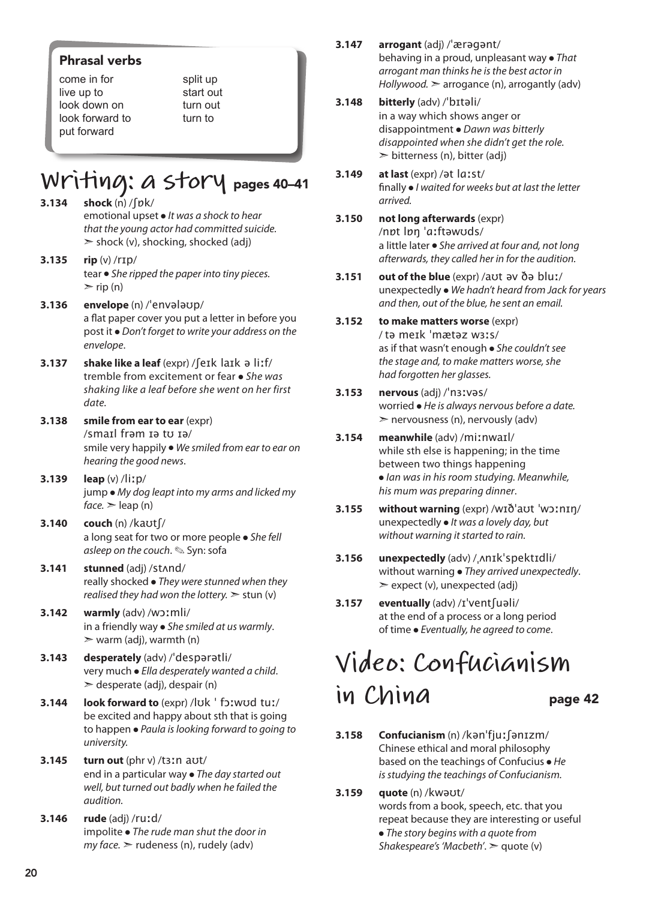### Phrasal verbs

come in for
live up to
look down on
look forward to
put forward
split up
start out
turn out
turn to

## Writing: a story pages 40–41

**3.134** **shock** (n) /ʃɒk/
emotional upset ● *It was a shock to hear that the young actor had committed suicide.* ➢ shock (v), shocking, shocked (adj)

**3.135** **rip** (v) /rɪp/
tear ● *She ripped the paper into tiny pieces.* ➢ rip (n)

**3.136** **envelope** (n) /ˈenvələʊp/
a flat paper cover you put a letter in before you post it ● *Don't forget to write your address on the envelope*.

**3.137** **shake like a leaf** (expr) /ʃeɪk laɪk ə liːf/
tremble from excitement or fear ● *She was shaking like a leaf before she went on her first date.*

**3.138** **smile from ear to ear** (expr) /smaɪl frəm ɪə tʊ ɪə/
smile very happily ● *We smiled from ear to ear on hearing the good news*.

**3.139** **leap** (v) /liːp/
jump ● *My dog leapt into my arms and licked my face.* ➢ leap (n)

**3.140** **couch** (n) /kaʊtʃ/
a long seat for two or more people ● *She fell asleep on the couch*. ✎ Syn: sofa

**3.141** **stunned** (adj) /stʌnd/
really shocked ● *They were stunned when they realised they had won the lottery.* ➢ stun (v)

**3.142** **warmly** (adv) /wɔːmli/
in a friendly way ● *She smiled at us warmly*. ➢ warm (adj), warmth (n)

**3.143** **desperately** (adv) /ˈdespərətli/
very much ● *Ella desperately wanted a child*. ➢ desperate (adj), despair (n)

**3.144** **look forward to** (expr) /lʊk ˈ fɔːwʊd tuː/
be excited and happy about sth that is going to happen ● *Paula is looking forward to going to university.*

**3.145** **turn out** (phr v) /tɜːn aʊt/
end in a particular way ● *The day started out well, but turned out badly when he failed the audition.*

**3.146** **rude** (adj) /ruːd/
impolite ● *The rude man shut the door in my face.* ➢ rudeness (n), rudely (adv)

**3.147** **arrogant** (adj) /ˈærəgənt/
behaving in a proud, unpleasant way ● *That arrogant man thinks he is the best actor in Hollywood.* ➢ arrogance (n), arrogantly (adv)

**3.148** **bitterly** (adv) /ˈbɪtəli/
in a way which shows anger or disappointment ● *Dawn was bitterly disappointed when she didn't get the role.* ➢ bitterness (n), bitter (adj)

**3.149** **at last** (expr) /ət lɑːst/
finally ● *I waited for weeks but at last the letter arrived.*

**3.150** **not long afterwards** (expr) /nɒt lɒŋ ˈɑːftəwʊds/
a little later ● *She arrived at four and, not long afterwards, they called her in for the audition.*

**3.151** **out of the blue** (expr) /aʊt əv ðə bluː/
unexpectedly ● *We hadn't heard from Jack for years and then, out of the blue, he sent an email.*

**3.152** **to make matters worse** (expr) / tə meɪk ˈmætəz wɜːs/
as if that wasn't enough ● *She couldn't see the stage and, to make matters worse, she had forgotten her glasses.*

**3.153** **nervous** (adj) /ˈnɜːvəs/
worried ● *He is always nervous before a date.* ➢ nervousness (n), nervously (adv)

**3.154** **meanwhile** (adv) /miːnwaɪl/
while sth else is happening; in the time between two things happening ● *Ian was in his room studying. Meanwhile, his mum was preparing dinner*.

**3.155** **without warning** (expr) /wɪðˈaʊt ˈwɔːnɪŋ/
unexpectedly ● *It was a lovely day, but without warning it started to rain.*

**3.156** **unexpectedly** (adv) /ˌʌnɪkˈspektɪdli/
without warning ● *They arrived unexpectedly*. ➢ expect (v), unexpected (adj)

**3.157** **eventually** (adv) /ɪˈventʃuəli/
at the end of a process or a long period of time ● *Eventually, he agreed to come*.

## Video: Confucianism in China page 42

**3.158** **Confucianism** (n) /kənˈfjuːʃənɪzm/
Chinese ethical and moral philosophy based on the teachings of Confucius ● *He is studying the teachings of Confucianism.*

**3.159** **quote** (n) /kwəʊt/
words from a book, speech, etc. that you repeat because they are interesting or useful ● *The story begins with a quote from Shakespeare's 'Macbeth'*. ➢ quote (v)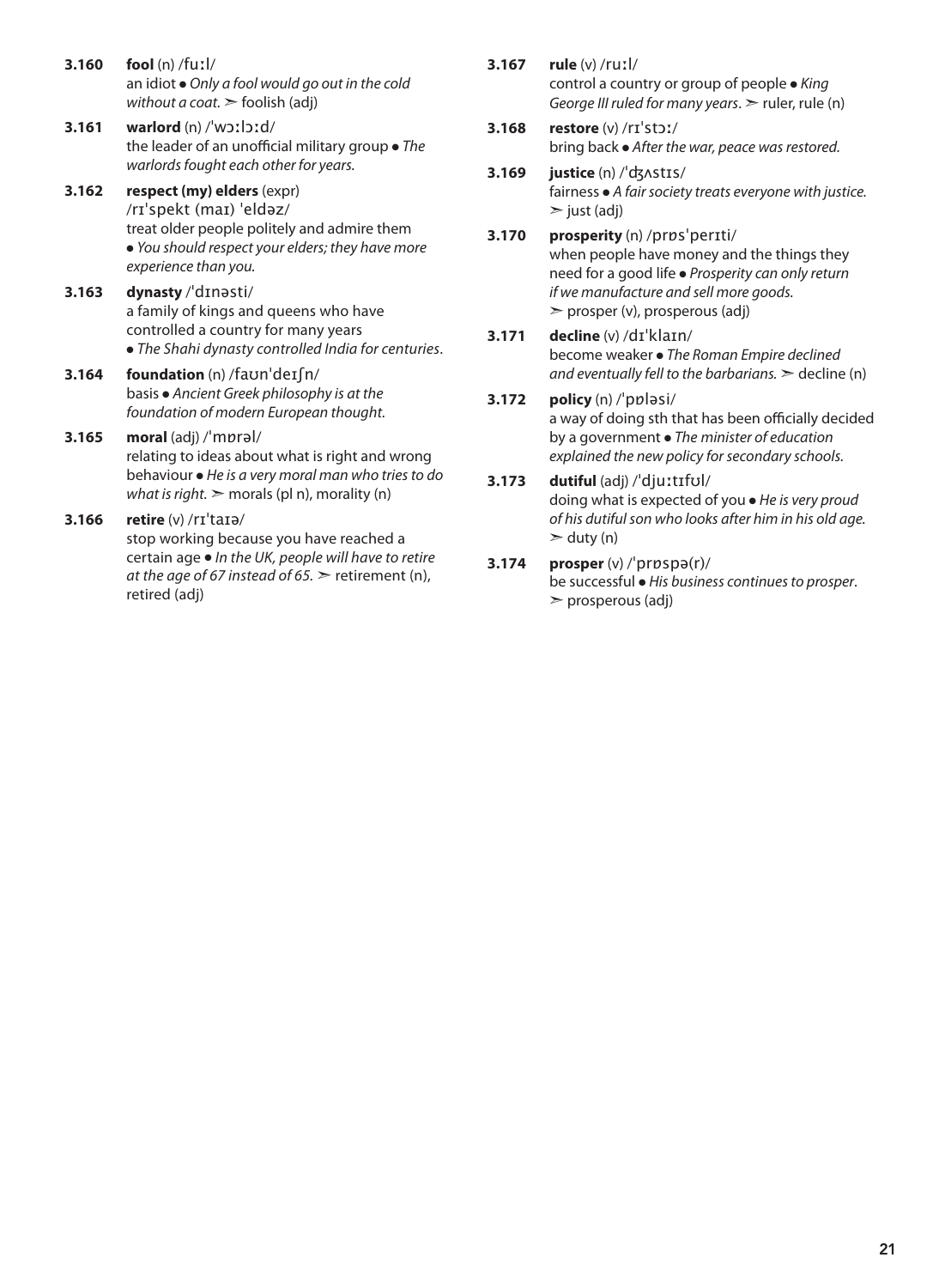**3.160** **fool** (n) /fuːl/
an idiot ● *Only a fool would go out in the cold without a coat.* ➣ foolish (adj)

**3.161** **warlord** (n) /ˈwɔːlɔːd/
the leader of an unofficial military group ● *The warlords fought each other for years.*

**3.162** **respect (my) elders** (expr)
/rɪˈspekt (maɪ) ˈeldəz/
treat older people politely and admire them
● *You should respect your elders; they have more experience than you.*

**3.163** **dynasty** /ˈdɪnəsti/
a family of kings and queens who have controlled a country for many years
● *The Shahi dynasty controlled India for centuries*.

**3.164** **foundation** (n) /faʊnˈdeɪʃn/
basis ● *Ancient Greek philosophy is at the foundation of modern European thought.*

**3.165** **moral** (adj) /ˈmɒrəl/
relating to ideas about what is right and wrong behaviour ● *He is a very moral man who tries to do what is right.* ➣ morals (pl n), morality (n)

**3.166** **retire** (v) /rɪˈtaɪə/
stop working because you have reached a certain age ● *In the UK, people will have to retire at the age of 67 instead of 65.* ➣ retirement (n), retired (adj)

**3.167** **rule** (v) /ruːl/
control a country or group of people ● *King George III ruled for many years*. ➣ ruler, rule (n)

**3.168** **restore** (v) /rɪˈstɔː/
bring back ● *After the war, peace was restored.*

**3.169** **justice** (n) /ˈʤʌstɪs/
fairness ● *A fair society treats everyone with justice.* ➣ just (adj)

**3.170** **prosperity** (n) /prɒsˈperɪti/
when people have money and the things they need for a good life ● *Prosperity can only return if we manufacture and sell more goods.*
➣ prosper (v), prosperous (adj)

**3.171** **decline** (v) /dɪˈklaɪn/
become weaker ● *The Roman Empire declined and eventually fell to the barbarians.* ➣ decline (n)

**3.172** **policy** (n) /ˈpɒləsi/
a way of doing sth that has been officially decided by a government ● *The minister of education explained the new policy for secondary schools.*

**3.173** **dutiful** (adj) /ˈdjuːtɪfʊl/
doing what is expected of you ● *He is very proud of his dutiful son who looks after him in his old age.*
➣ duty (n)

**3.174** **prosper** (v) /ˈprɒspə(r)/
be successful ● *His business continues to prosper*.
➣ prosperous (adj)